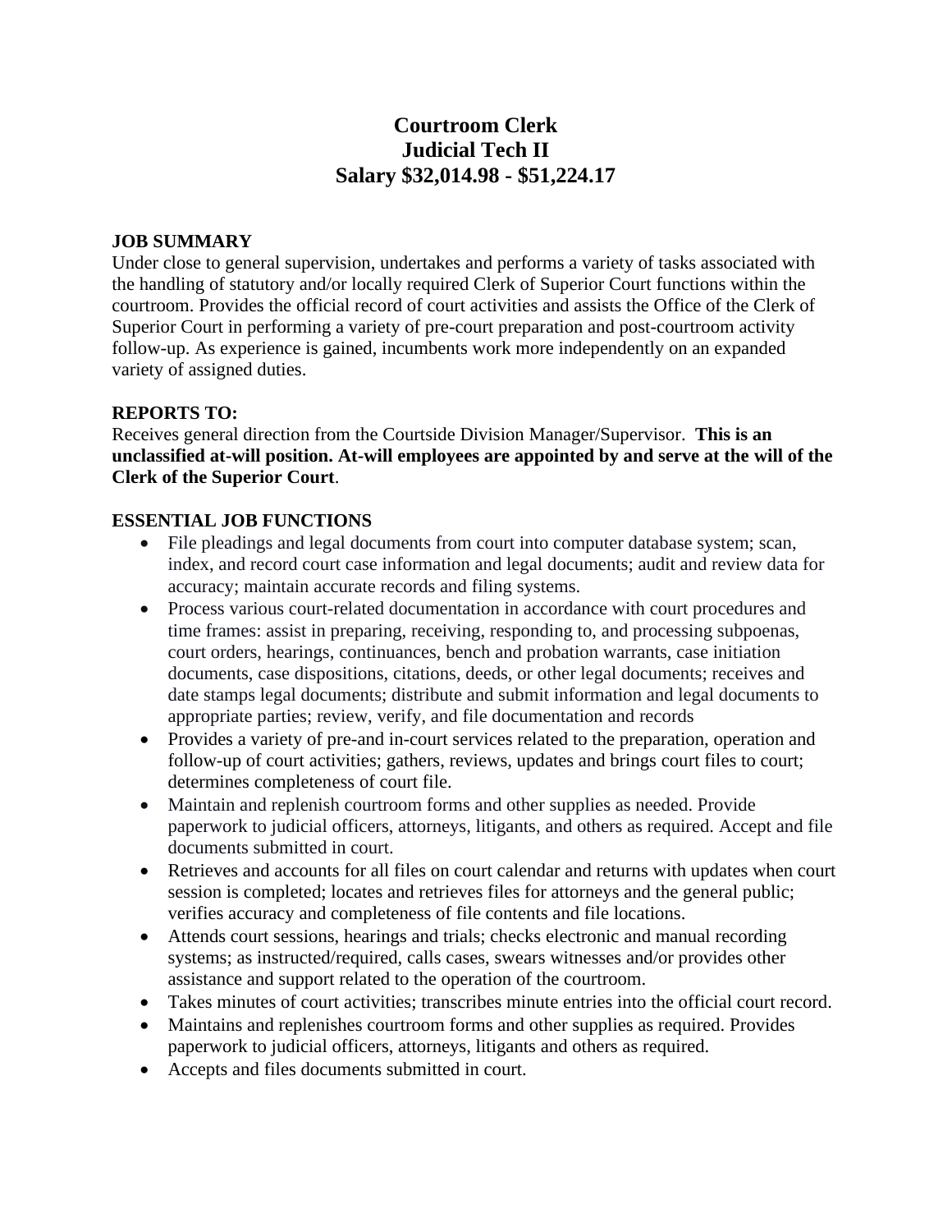# Courtroom Clerk
# Judicial Tech II
# Salary $32,014.98 - $51,224.17

**JOB SUMMARY**
Under close to general supervision, undertakes and performs a variety of tasks associated with the handling of statutory and/or locally required Clerk of Superior Court functions within the courtroom. Provides the official record of court activities and assists the Office of the Clerk of Superior Court in performing a variety of pre-court preparation and post-courtroom activity follow-up. As experience is gained, incumbents work more independently on an expanded variety of assigned duties.

**REPORTS TO:**
Receives general direction from the Courtside Division Manager/Supervisor. **This is an unclassified at-will position. At-will employees are appointed by and serve at the will of the Clerk of the Superior Court**.

**ESSENTIAL JOB FUNCTIONS**

- File pleadings and legal documents from court into computer database system; scan, index, and record court case information and legal documents; audit and review data for accuracy; maintain accurate records and filing systems.
- Process various court-related documentation in accordance with court procedures and time frames: assist in preparing, receiving, responding to, and processing subpoenas, court orders, hearings, continuances, bench and probation warrants, case initiation documents, case dispositions, citations, deeds, or other legal documents; receives and date stamps legal documents; distribute and submit information and legal documents to appropriate parties; review, verify, and file documentation and records
- Provides a variety of pre-and in-court services related to the preparation, operation and follow-up of court activities; gathers, reviews, updates and brings court files to court; determines completeness of court file.
- Maintain and replenish courtroom forms and other supplies as needed. Provide paperwork to judicial officers, attorneys, litigants, and others as required. Accept and file documents submitted in court.
- Retrieves and accounts for all files on court calendar and returns with updates when court session is completed; locates and retrieves files for attorneys and the general public; verifies accuracy and completeness of file contents and file locations.
- Attends court sessions, hearings and trials; checks electronic and manual recording systems; as instructed/required, calls cases, swears witnesses and/or provides other assistance and support related to the operation of the courtroom.
- Takes minutes of court activities; transcribes minute entries into the official court record.
- Maintains and replenishes courtroom forms and other supplies as required. Provides paperwork to judicial officers, attorneys, litigants and others as required.
- Accepts and files documents submitted in court.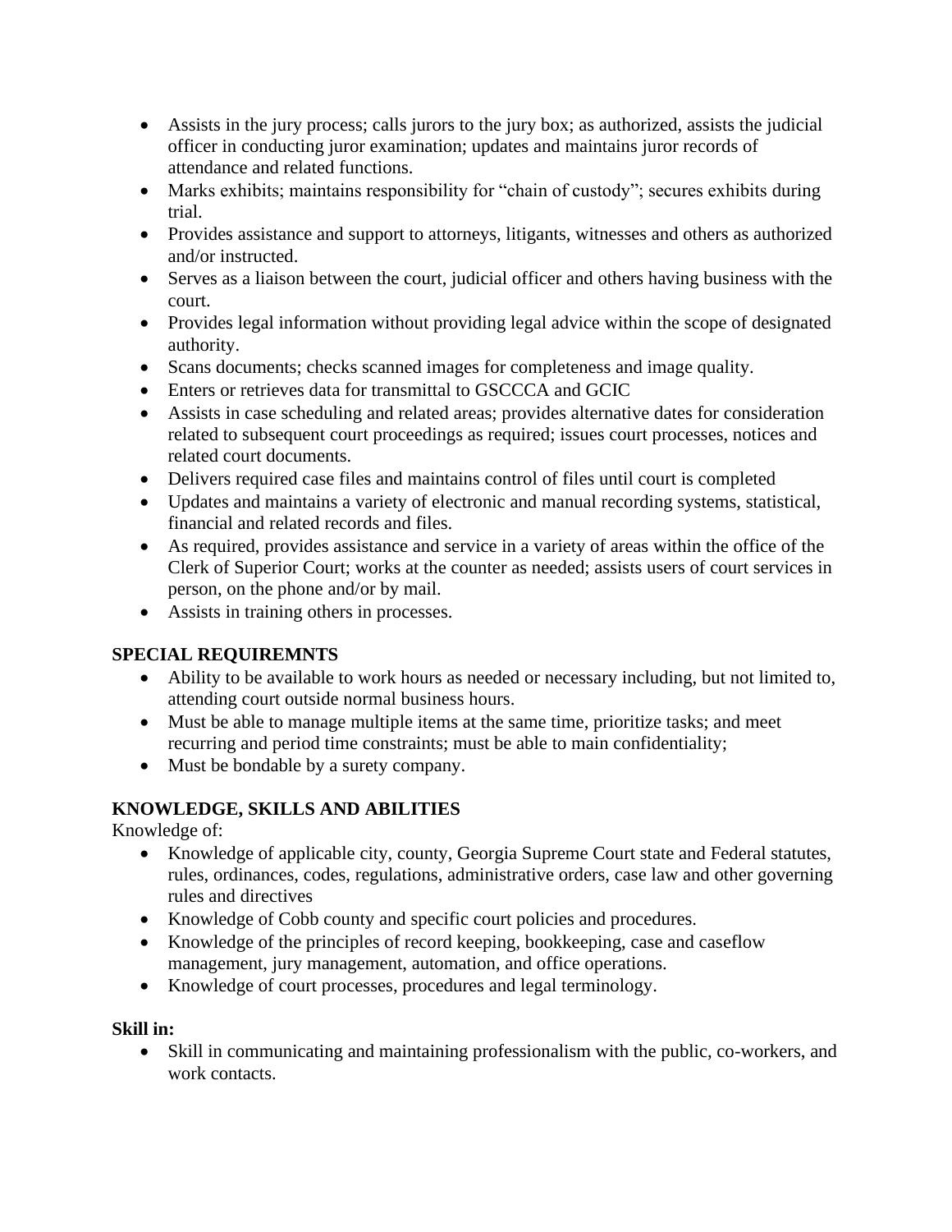- Assists in the jury process; calls jurors to the jury box; as authorized, assists the judicial officer in conducting juror examination; updates and maintains juror records of attendance and related functions.
- Marks exhibits; maintains responsibility for "chain of custody"; secures exhibits during trial.
- Provides assistance and support to attorneys, litigants, witnesses and others as authorized and/or instructed.
- Serves as a liaison between the court, judicial officer and others having business with the court.
- Provides legal information without providing legal advice within the scope of designated authority.
- Scans documents; checks scanned images for completeness and image quality.
- Enters or retrieves data for transmittal to GSCCCA and GCIC
- Assists in case scheduling and related areas; provides alternative dates for consideration related to subsequent court proceedings as required; issues court processes, notices and related court documents.
- Delivers required case files and maintains control of files until court is completed
- Updates and maintains a variety of electronic and manual recording systems, statistical, financial and related records and files.
- As required, provides assistance and service in a variety of areas within the office of the Clerk of Superior Court; works at the counter as needed; assists users of court services in person, on the phone and/or by mail.
- Assists in training others in processes.

**SPECIAL REQUIREMNTS**

- Ability to be available to work hours as needed or necessary including, but not limited to, attending court outside normal business hours.
- Must be able to manage multiple items at the same time, prioritize tasks; and meet recurring and period time constraints; must be able to main confidentiality;
- Must be bondable by a surety company.

**KNOWLEDGE, SKILLS AND ABILITIES**

Knowledge of:

- Knowledge of applicable city, county, Georgia Supreme Court state and Federal statutes, rules, ordinances, codes, regulations, administrative orders, case law and other governing rules and directives
- Knowledge of Cobb county and specific court policies and procedures.
- Knowledge of the principles of record keeping, bookkeeping, case and caseflow management, jury management, automation, and office operations.
- Knowledge of court processes, procedures and legal terminology.

**Skill in:**

- Skill in communicating and maintaining professionalism with the public, co-workers, and work contacts.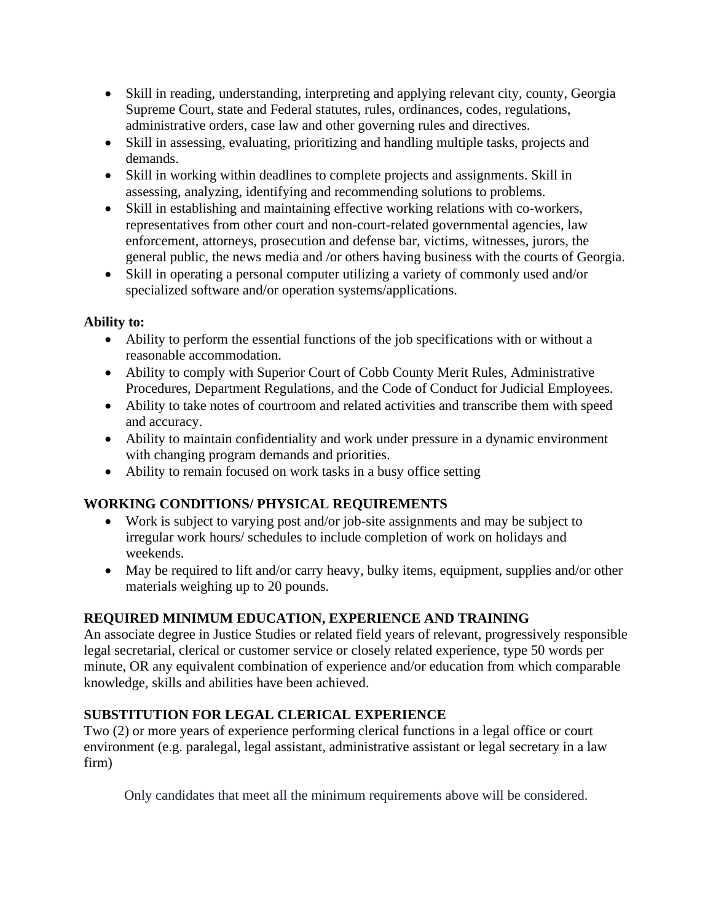- Skill in reading, understanding, interpreting and applying relevant city, county, Georgia Supreme Court, state and Federal statutes, rules, ordinances, codes, regulations, administrative orders, case law and other governing rules and directives.
- Skill in assessing, evaluating, prioritizing and handling multiple tasks, projects and demands.
- Skill in working within deadlines to complete projects and assignments. Skill in assessing, analyzing, identifying and recommending solutions to problems.
- Skill in establishing and maintaining effective working relations with co-workers, representatives from other court and non-court-related governmental agencies, law enforcement, attorneys, prosecution and defense bar, victims, witnesses, jurors, the general public, the news media and /or others having business with the courts of Georgia.
- Skill in operating a personal computer utilizing a variety of commonly used and/or specialized software and/or operation systems/applications.

**Ability to:**

- Ability to perform the essential functions of the job specifications with or without a reasonable accommodation.
- Ability to comply with Superior Court of Cobb County Merit Rules, Administrative Procedures, Department Regulations, and the Code of Conduct for Judicial Employees.
- Ability to take notes of courtroom and related activities and transcribe them with speed and accuracy.
- Ability to maintain confidentiality and work under pressure in a dynamic environment with changing program demands and priorities.
- Ability to remain focused on work tasks in a busy office setting

## WORKING CONDITIONS/ PHYSICAL REQUIREMENTS

- Work is subject to varying post and/or job-site assignments and may be subject to irregular work hours/ schedules to include completion of work on holidays and weekends.
- May be required to lift and/or carry heavy, bulky items, equipment, supplies and/or other materials weighing up to 20 pounds.

## REQUIRED MINIMUM EDUCATION, EXPERIENCE AND TRAINING

An associate degree in Justice Studies or related field years of relevant, progressively responsible legal secretarial, clerical or customer service or closely related experience, type 50 words per minute, OR any equivalent combination of experience and/or education from which comparable knowledge, skills and abilities have been achieved.

## SUBSTITUTION FOR LEGAL CLERICAL EXPERIENCE

Two (2) or more years of experience performing clerical functions in a legal office or court environment (e.g. paralegal, legal assistant, administrative assistant or legal secretary in a law firm)

Only candidates that meet all the minimum requirements above will be considered.